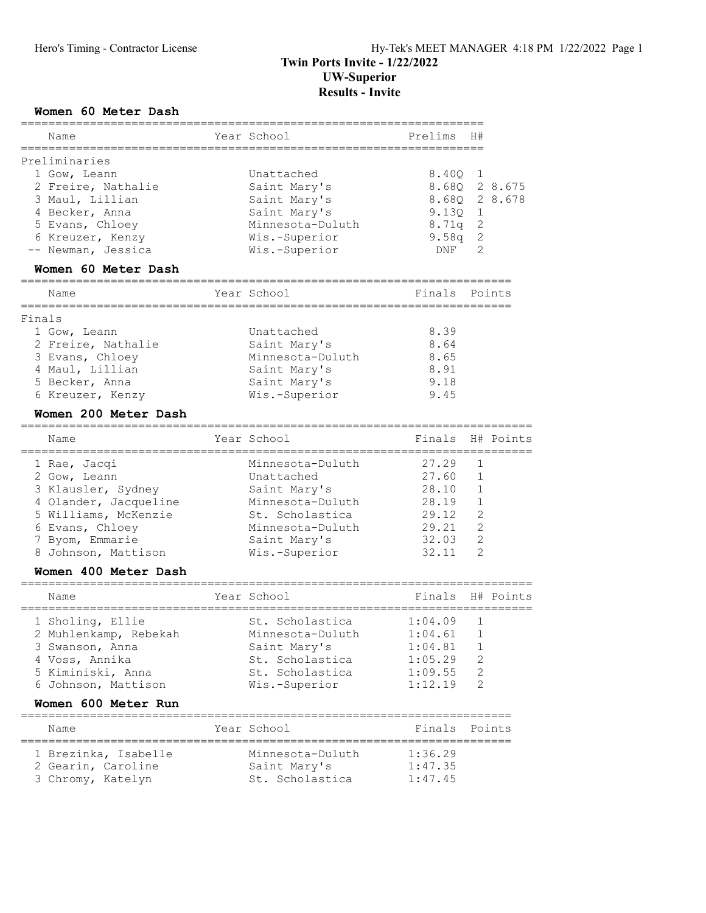# Twin Ports Invite - 1/22/2022
## UW-Superior
## Results - Invite

### Women 60 Meter Dash

| Name | Year | School | Prelims | H# | |
|---|---|---|---|---|---|
| **Preliminaries** | | | | | |
| 1 Gow, Leann | | Unattached | 8.40Q | 1 | |
| 2 Freire, Nathalie | | Saint Mary's | 8.68Q | 2 | 8.675 |
| 3 Maul, Lillian | | Saint Mary's | 8.68Q | 2 | 8.678 |
| 4 Becker, Anna | | Saint Mary's | 9.13Q | 1 | |
| 5 Evans, Chloey | | Minnesota-Duluth | 8.71q | 2 | |
| 6 Kreuzer, Kenzy | | Wis.-Superior | 9.58q | 2 | |
| -- Newman, Jessica | | Wis.-Superior | DNF | 2 | |

### Women 60 Meter Dash

| Name | Year | School | Finals | Points |
|---|---|---|---|---|
| **Finals** | | | | |
| 1 Gow, Leann | | Unattached | 8.39 | |
| 2 Freire, Nathalie | | Saint Mary's | 8.64 | |
| 3 Evans, Chloey | | Minnesota-Duluth | 8.65 | |
| 4 Maul, Lillian | | Saint Mary's | 8.91 | |
| 5 Becker, Anna | | Saint Mary's | 9.18 | |
| 6 Kreuzer, Kenzy | | Wis.-Superior | 9.45 | |

### Women 200 Meter Dash

| Name | Year | School | Finals | H# | Points |
|---|---|---|---|---|---|
| 1 Rae, Jacqi | | Minnesota-Duluth | 27.29 | 1 | |
| 2 Gow, Leann | | Unattached | 27.60 | 1 | |
| 3 Klausler, Sydney | | Saint Mary's | 28.10 | 1 | |
| 4 Olander, Jacqueline | | Minnesota-Duluth | 28.19 | 1 | |
| 5 Williams, McKenzie | | St. Scholastica | 29.12 | 2 | |
| 6 Evans, Chloey | | Minnesota-Duluth | 29.21 | 2 | |
| 7 Byom, Emmarie | | Saint Mary's | 32.03 | 2 | |
| 8 Johnson, Mattison | | Wis.-Superior | 32.11 | 2 | |

### Women 400 Meter Dash

| Name | Year | School | Finals | H# | Points |
|---|---|---|---|---|---|
| 1 Sholing, Ellie | | St. Scholastica | 1:04.09 | 1 | |
| 2 Muhlenkamp, Rebekah | | Minnesota-Duluth | 1:04.61 | 1 | |
| 3 Swanson, Anna | | Saint Mary's | 1:04.81 | 1 | |
| 4 Voss, Annika | | St. Scholastica | 1:05.29 | 2 | |
| 5 Kiminiski, Anna | | St. Scholastica | 1:09.55 | 2 | |
| 6 Johnson, Mattison | | Wis.-Superior | 1:12.19 | 2 | |

### Women 600 Meter Run

| Name | Year | School | Finals | Points |
|---|---|---|---|---|
| 1 Brezinka, Isabelle | | Minnesota-Duluth | 1:36.29 | |
| 2 Gearin, Caroline | | Saint Mary's | 1:47.35 | |
| 3 Chromy, Katelyn | | St. Scholastica | 1:47.45 | |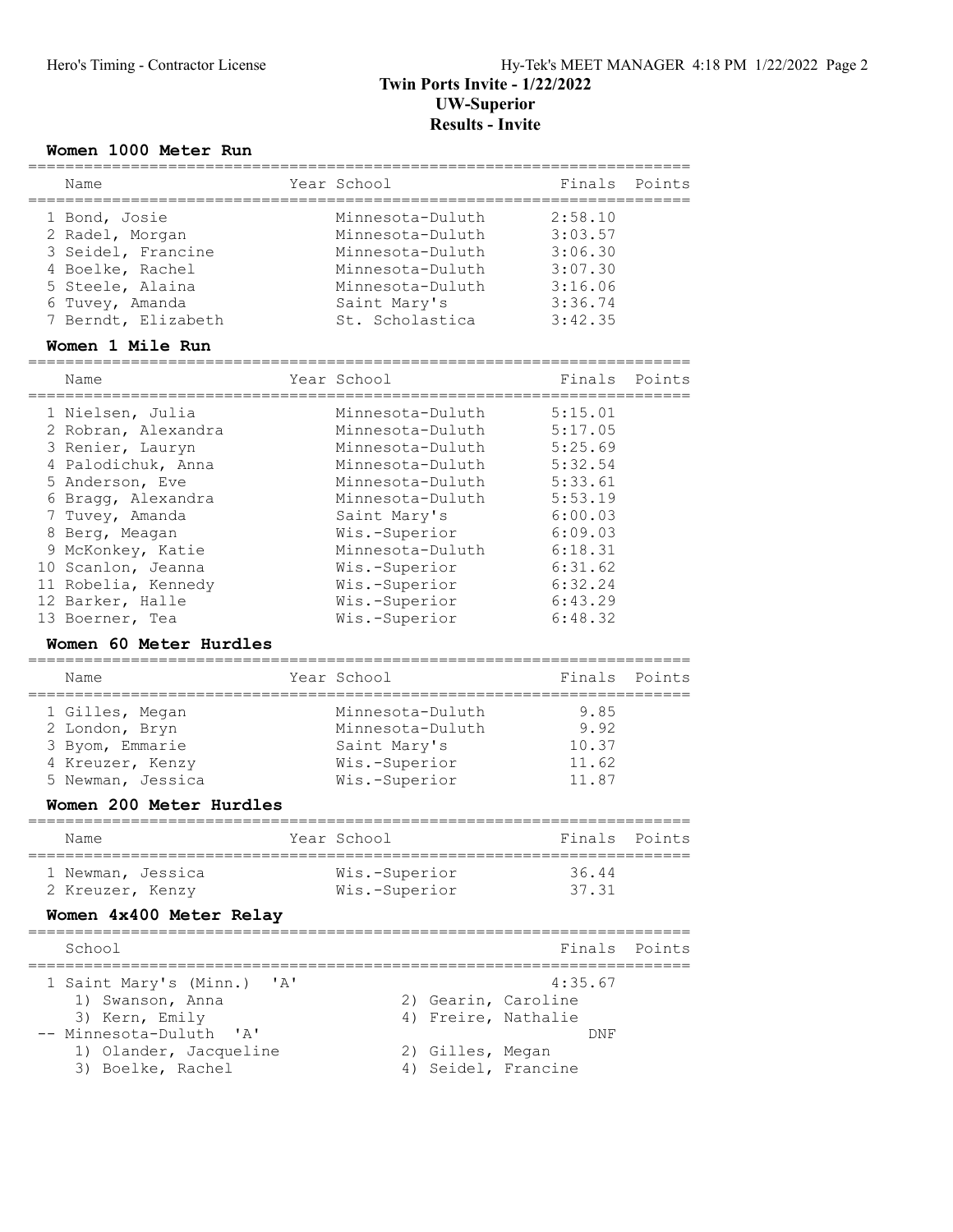# Twin Ports Invite - 1/22/2022
## UW-Superior
## Results - Invite

### Women 1000 Meter Run

| Name | Year | School | Finals | Points |
|---|---|---|---|---|
| 1 Bond, Josie | | Minnesota-Duluth | 2:58.10 | |
| 2 Radel, Morgan | | Minnesota-Duluth | 3:03.57 | |
| 3 Seidel, Francine | | Minnesota-Duluth | 3:06.30 | |
| 4 Boelke, Rachel | | Minnesota-Duluth | 3:07.30 | |
| 5 Steele, Alaina | | Minnesota-Duluth | 3:16.06 | |
| 6 Tuvey, Amanda | | Saint Mary's | 3:36.74 | |
| 7 Berndt, Elizabeth | | St. Scholastica | 3:42.35 | |

### Women 1 Mile Run

| Name | Year | School | Finals | Points |
|---|---|---|---|---|
| 1 Nielsen, Julia | | Minnesota-Duluth | 5:15.01 | |
| 2 Robran, Alexandra | | Minnesota-Duluth | 5:17.05 | |
| 3 Renier, Lauryn | | Minnesota-Duluth | 5:25.69 | |
| 4 Palodichuk, Anna | | Minnesota-Duluth | 5:32.54 | |
| 5 Anderson, Eve | | Minnesota-Duluth | 5:33.61 | |
| 6 Bragg, Alexandra | | Minnesota-Duluth | 5:53.19 | |
| 7 Tuvey, Amanda | | Saint Mary's | 6:00.03 | |
| 8 Berg, Meagan | | Wis.-Superior | 6:09.03 | |
| 9 McKonkey, Katie | | Minnesota-Duluth | 6:18.31 | |
| 10 Scanlon, Jeanna | | Wis.-Superior | 6:31.62 | |
| 11 Robelia, Kennedy | | Wis.-Superior | 6:32.24 | |
| 12 Barker, Halle | | Wis.-Superior | 6:43.29 | |
| 13 Boerner, Tea | | Wis.-Superior | 6:48.32 | |

### Women 60 Meter Hurdles

| Name | Year | School | Finals | Points |
|---|---|---|---|---|
| 1 Gilles, Megan | | Minnesota-Duluth | 9.85 | |
| 2 London, Bryn | | Minnesota-Duluth | 9.92 | |
| 3 Byom, Emmarie | | Saint Mary's | 10.37 | |
| 4 Kreuzer, Kenzy | | Wis.-Superior | 11.62 | |
| 5 Newman, Jessica | | Wis.-Superior | 11.87 | |

### Women 200 Meter Hurdles

| Name | Year | School | Finals | Points |
|---|---|---|---|---|
| 1 Newman, Jessica | | Wis.-Superior | 36.44 | |
| 2 Kreuzer, Kenzy | | Wis.-Superior | 37.31 | |

### Women 4x400 Meter Relay

| School | | Finals | Points |
|---|---|---|---|
| 1 Saint Mary's (Minn.) 'A' | | 4:35.67 | |
| 1) Swanson, Anna | 2) Gearin, Caroline | | |
| 3) Kern, Emily | 4) Freire, Nathalie | | |
| -- Minnesota-Duluth 'A' | | DNF | |
| 1) Olander, Jacqueline | 2) Gilles, Megan | | |
| 3) Boelke, Rachel | 4) Seidel, Francine | | |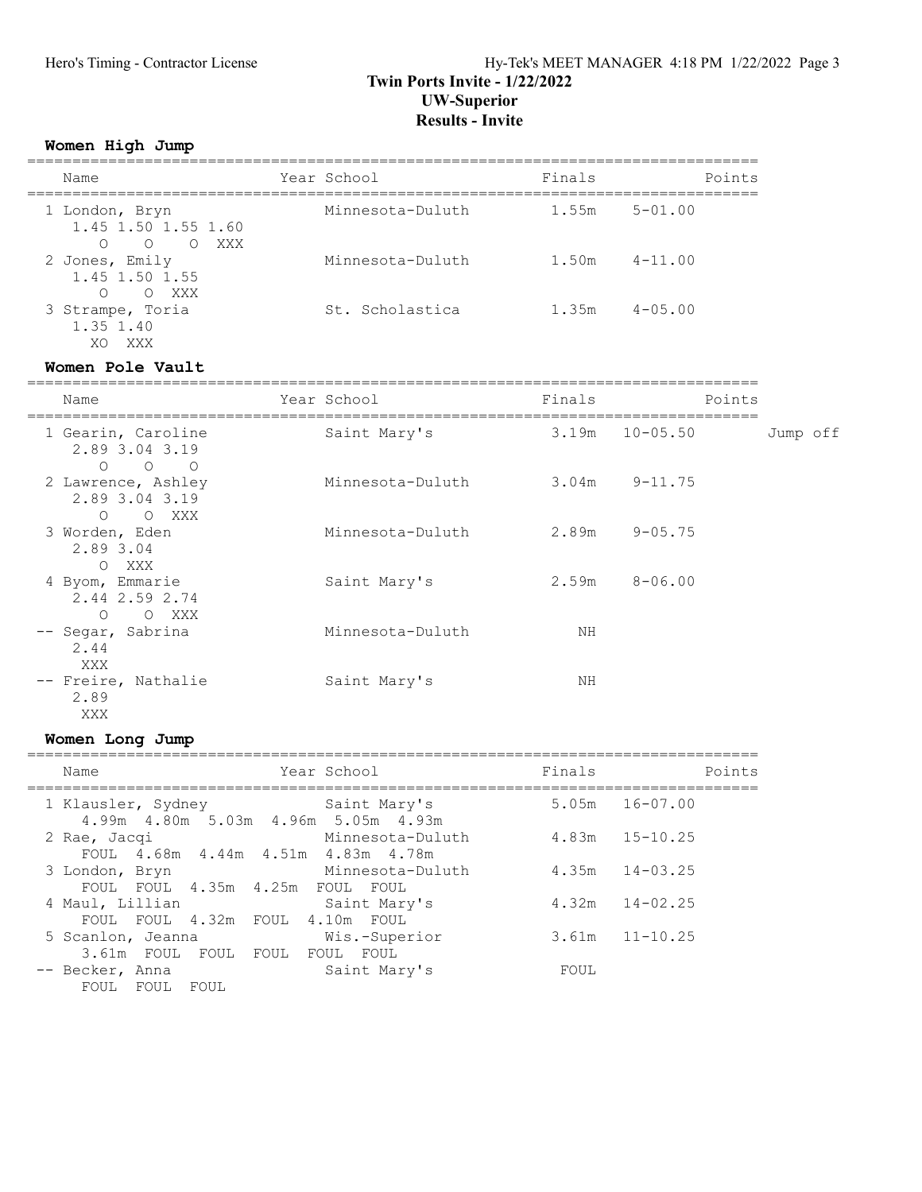# Twin Ports Invite - 1/22/2022
## UW-Superior
## Results - Invite

### Women High Jump

| Name | Year School | Finals | | Points |
|---|---|---|---|---|
| 1 London, Bryn | Minnesota-Duluth | 1.55m | 5-01.00 | |
| 1.45 1.50 1.55 1.60 | | | | |
| O O O XXX | | | | |
| 2 Jones, Emily | Minnesota-Duluth | 1.50m | 4-11.00 | |
| 1.45 1.50 1.55 | | | | |
| O O XXX | | | | |
| 3 Strampe, Toria | St. Scholastica | 1.35m | 4-05.00 | |
| 1.35 1.40 | | | | |
| XO XXX | | | | |

### Women Pole Vault

| Name | Year School | Finals | | Points | |
|---|---|---|---|---|---|
| 1 Gearin, Caroline | Saint Mary's | 3.19m | 10-05.50 | | Jump off |
| 2.89 3.04 3.19 | | | | | |
| O O O | | | | | |
| 2 Lawrence, Ashley | Minnesota-Duluth | 3.04m | 9-11.75 | | |
| 2.89 3.04 3.19 | | | | | |
| O O XXX | | | | | |
| 3 Worden, Eden | Minnesota-Duluth | 2.89m | 9-05.75 | | |
| 2.89 3.04 | | | | | |
| O XXX | | | | | |
| 4 Byom, Emmarie | Saint Mary's | 2.59m | 8-06.00 | | |
| 2.44 2.59 2.74 | | | | | |
| O O XXX | | | | | |
| -- Segar, Sabrina | Minnesota-Duluth | NH | | | |
| 2.44 | | | | | |
| XXX | | | | | |
| -- Freire, Nathalie | Saint Mary's | NH | | | |
| 2.89 | | | | | |
| XXX | | | | | |

### Women Long Jump

| Name | Year School | Finals | | Points |
|---|---|---|---|---|
| 1 Klausler, Sydney | Saint Mary's | 5.05m | 16-07.00 | |
| 4.99m 4.80m 5.03m 4.96m 5.05m 4.93m | | | | |
| 2 Rae, Jacqi | Minnesota-Duluth | 4.83m | 15-10.25 | |
| FOUL 4.68m 4.44m 4.51m 4.83m 4.78m | | | | |
| 3 London, Bryn | Minnesota-Duluth | 4.35m | 14-03.25 | |
| FOUL FOUL 4.35m 4.25m FOUL FOUL | | | | |
| 4 Maul, Lillian | Saint Mary's | 4.32m | 14-02.25 | |
| FOUL FOUL 4.32m FOUL 4.10m FOUL | | | | |
| 5 Scanlon, Jeanna | Wis.-Superior | 3.61m | 11-10.25 | |
| 3.61m FOUL FOUL FOUL FOUL FOUL | | | | |
| -- Becker, Anna | Saint Mary's | FOUL | | |
| FOUL FOUL FOUL | | | | |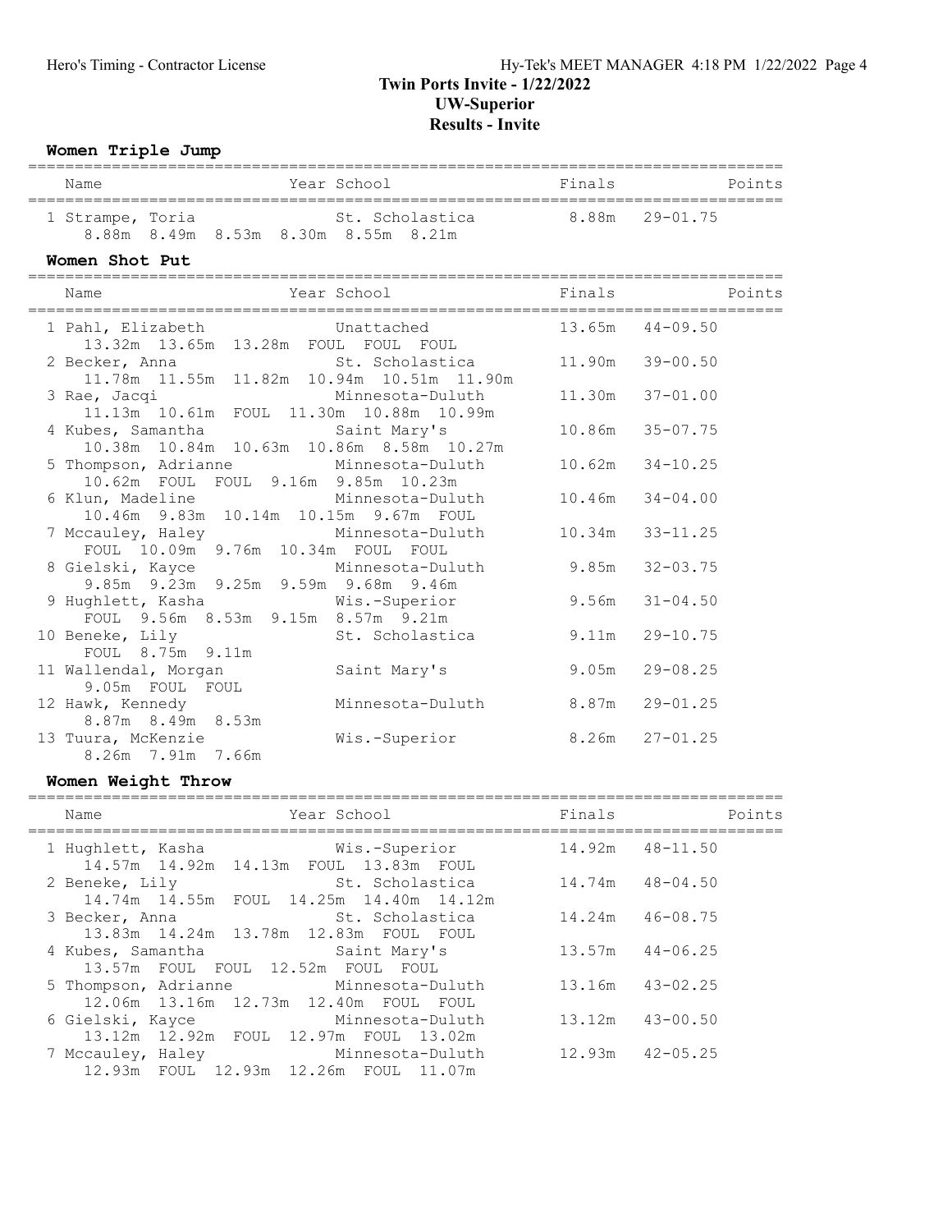# Twin Ports Invite - 1/22/2022

## UW-Superior

## Results - Invite

### Women Triple Jump

| Place | Name | Year | School | Finals | | Points |
|---|---|---|---|---|---|---|
| 1 | Strampe, Toria | | St. Scholastica | 8.88m | 29-01.75 | |
| | 8.88m 8.49m 8.53m 8.30m 8.55m 8.21m | | | | | |

### Women Shot Put

| Place | Name | Year | School | Finals | | Points |
|---|---|---|---|---|---|---|
| 1 | Pahl, Elizabeth | | Unattached | 13.65m | 44-09.50 | |
| | 13.32m 13.65m 13.28m FOUL FOUL FOUL | | | | | |
| 2 | Becker, Anna | | St. Scholastica | 11.90m | 39-00.50 | |
| | 11.78m 11.55m 11.82m 10.94m 10.51m 11.90m | | | | | |
| 3 | Rae, Jacqi | | Minnesota-Duluth | 11.30m | 37-01.00 | |
| | 11.13m 10.61m FOUL 11.30m 10.88m 10.99m | | | | | |
| 4 | Kubes, Samantha | | Saint Mary's | 10.86m | 35-07.75 | |
| | 10.38m 10.84m 10.63m 10.86m 8.58m 10.27m | | | | | |
| 5 | Thompson, Adrianne | | Minnesota-Duluth | 10.62m | 34-10.25 | |
| | 10.62m FOUL FOUL 9.16m 9.85m 10.23m | | | | | |
| 6 | Klun, Madeline | | Minnesota-Duluth | 10.46m | 34-04.00 | |
| | 10.46m 9.83m 10.14m 10.15m 9.67m FOUL | | | | | |
| 7 | Mccauley, Haley | | Minnesota-Duluth | 10.34m | 33-11.25 | |
| | FOUL 10.09m 9.76m 10.34m FOUL FOUL | | | | | |
| 8 | Gielski, Kayce | | Minnesota-Duluth | 9.85m | 32-03.75 | |
| | 9.85m 9.23m 9.25m 9.59m 9.68m 9.46m | | | | | |
| 9 | Hughlett, Kasha | | Wis.-Superior | 9.56m | 31-04.50 | |
| | FOUL 9.56m 8.53m 9.15m 8.57m 9.21m | | | | | |
| 10 | Beneke, Lily | | St. Scholastica | 9.11m | 29-10.75 | |
| | FOUL 8.75m 9.11m | | | | | |
| 11 | Wallendal, Morgan | | Saint Mary's | 9.05m | 29-08.25 | |
| | 9.05m FOUL FOUL | | | | | |
| 12 | Hawk, Kennedy | | Minnesota-Duluth | 8.87m | 29-01.25 | |
| | 8.87m 8.49m 8.53m | | | | | |
| 13 | Tuura, McKenzie | | Wis.-Superior | 8.26m | 27-01.25 | |
| | 8.26m 7.91m 7.66m | | | | | |

### Women Weight Throw

| Place | Name | Year | School | Finals | | Points |
|---|---|---|---|---|---|---|
| 1 | Hughlett, Kasha | | Wis.-Superior | 14.92m | 48-11.50 | |
| | 14.57m 14.92m 14.13m FOUL 13.83m FOUL | | | | | |
| 2 | Beneke, Lily | | St. Scholastica | 14.74m | 48-04.50 | |
| | 14.74m 14.55m FOUL 14.25m 14.40m 14.12m | | | | | |
| 3 | Becker, Anna | | St. Scholastica | 14.24m | 46-08.75 | |
| | 13.83m 14.24m 13.78m 12.83m FOUL FOUL | | | | | |
| 4 | Kubes, Samantha | | Saint Mary's | 13.57m | 44-06.25 | |
| | 13.57m FOUL FOUL 12.52m FOUL FOUL | | | | | |
| 5 | Thompson, Adrianne | | Minnesota-Duluth | 13.16m | 43-02.25 | |
| | 12.06m 13.16m 12.73m 12.40m FOUL FOUL | | | | | |
| 6 | Gielski, Kayce | | Minnesota-Duluth | 13.12m | 43-00.50 | |
| | 13.12m 12.92m FOUL 12.97m FOUL 13.02m | | | | | |
| 7 | Mccauley, Haley | | Minnesota-Duluth | 12.93m | 42-05.25 | |
| | 12.93m FOUL 12.93m 12.26m FOUL 11.07m | | | | | |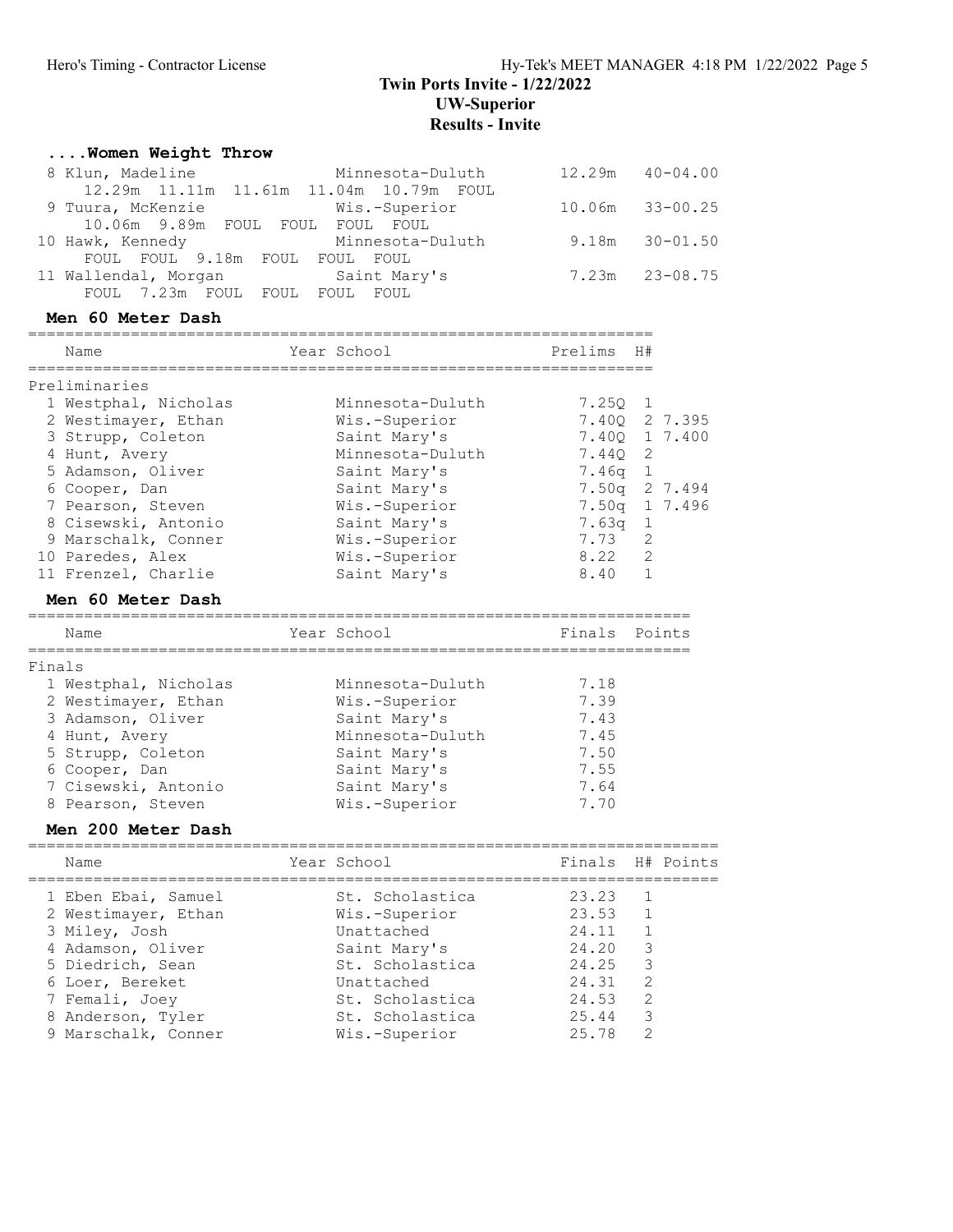### ....Women Weight Throw

| Place | Name | School | Mark | Imperial |
|---|---|---|---|---|
| 8 | Klun, Madeline | Minnesota-Duluth | 12.29m | 40-04.00 |
| | 12.29m 11.11m 11.61m 11.04m 10.79m FOUL | | | |
| 9 | Tuura, McKenzie | Wis.-Superior | 10.06m | 33-00.25 |
| | 10.06m 9.89m FOUL FOUL FOUL FOUL | | | |
| 10 | Hawk, Kennedy | Minnesota-Duluth | 9.18m | 30-01.50 |
| | FOUL FOUL 9.18m FOUL FOUL FOUL | | | |
| 11 | Wallendal, Morgan | Saint Mary's | 7.23m | 23-08.75 |
| | FOUL 7.23m FOUL FOUL FOUL FOUL | | | |

### Men 60 Meter Dash

Preliminaries

| Place | Name | Year | School | Prelims | H# | |
|---|---|---|---|---|---|---|
| 1 | Westphal, Nicholas | | Minnesota-Duluth | 7.25Q | 1 | |
| 2 | Westimayer, Ethan | | Wis.-Superior | 7.40Q | 2 | 7.395 |
| 3 | Strupp, Coleton | | Saint Mary's | 7.40Q | 1 | 7.400 |
| 4 | Hunt, Avery | | Minnesota-Duluth | 7.44Q | 2 | |
| 5 | Adamson, Oliver | | Saint Mary's | 7.46q | 1 | |
| 6 | Cooper, Dan | | Saint Mary's | 7.50q | 2 | 7.494 |
| 7 | Pearson, Steven | | Wis.-Superior | 7.50q | 1 | 7.496 |
| 8 | Cisewski, Antonio | | Saint Mary's | 7.63q | 1 | |
| 9 | Marschalk, Conner | | Wis.-Superior | 7.73 | 2 | |
| 10 | Paredes, Alex | | Wis.-Superior | 8.22 | 2 | |
| 11 | Frenzel, Charlie | | Saint Mary's | 8.40 | 1 | |

### Men 60 Meter Dash

Finals

| Place | Name | Year | School | Finals | Points |
|---|---|---|---|---|---|
| 1 | Westphal, Nicholas | | Minnesota-Duluth | 7.18 | |
| 2 | Westimayer, Ethan | | Wis.-Superior | 7.39 | |
| 3 | Adamson, Oliver | | Saint Mary's | 7.43 | |
| 4 | Hunt, Avery | | Minnesota-Duluth | 7.45 | |
| 5 | Strupp, Coleton | | Saint Mary's | 7.50 | |
| 6 | Cooper, Dan | | Saint Mary's | 7.55 | |
| 7 | Cisewski, Antonio | | Saint Mary's | 7.64 | |
| 8 | Pearson, Steven | | Wis.-Superior | 7.70 | |

### Men 200 Meter Dash

| Place | Name | Year | School | Finals | H# | Points |
|---|---|---|---|---|---|---|
| 1 | Eben Ebai, Samuel | | St. Scholastica | 23.23 | 1 | |
| 2 | Westimayer, Ethan | | Wis.-Superior | 23.53 | 1 | |
| 3 | Miley, Josh | | Unattached | 24.11 | 1 | |
| 4 | Adamson, Oliver | | Saint Mary's | 24.20 | 3 | |
| 5 | Diedrich, Sean | | St. Scholastica | 24.25 | 3 | |
| 6 | Loer, Bereket | | Unattached | 24.31 | 2 | |
| 7 | Femali, Joey | | St. Scholastica | 24.53 | 2 | |
| 8 | Anderson, Tyler | | St. Scholastica | 25.44 | 3 | |
| 9 | Marschalk, Conner | | Wis.-Superior | 25.78 | 2 | |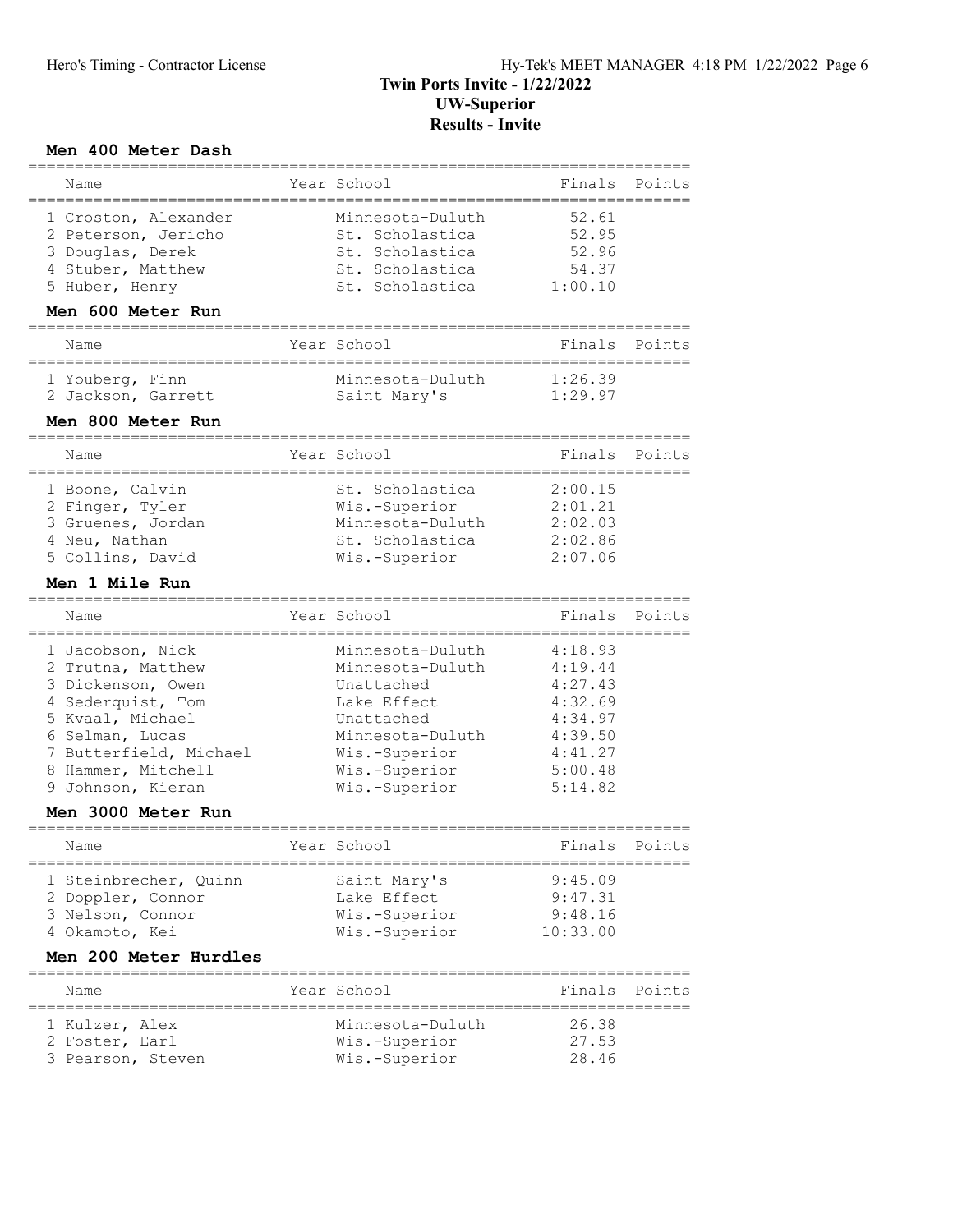# Twin Ports Invite - 1/22/2022
## UW-Superior
## Results - Invite

### Men 400 Meter Dash

| Place | Name | Year | School | Finals | Points |
|---|---|---|---|---|---|
| 1 | Croston, Alexander | | Minnesota-Duluth | 52.61 | |
| 2 | Peterson, Jericho | | St. Scholastica | 52.95 | |
| 3 | Douglas, Derek | | St. Scholastica | 52.96 | |
| 4 | Stuber, Matthew | | St. Scholastica | 54.37 | |
| 5 | Huber, Henry | | St. Scholastica | 1:00.10 | |

### Men 600 Meter Run

| Place | Name | Year | School | Finals | Points |
|---|---|---|---|---|---|
| 1 | Youberg, Finn | | Minnesota-Duluth | 1:26.39 | |
| 2 | Jackson, Garrett | | Saint Mary's | 1:29.97 | |

### Men 800 Meter Run

| Place | Name | Year | School | Finals | Points |
|---|---|---|---|---|---|
| 1 | Boone, Calvin | | St. Scholastica | 2:00.15 | |
| 2 | Finger, Tyler | | Wis.-Superior | 2:01.21 | |
| 3 | Gruenes, Jordan | | Minnesota-Duluth | 2:02.03 | |
| 4 | Neu, Nathan | | St. Scholastica | 2:02.86 | |
| 5 | Collins, David | | Wis.-Superior | 2:07.06 | |

### Men 1 Mile Run

| Place | Name | Year | School | Finals | Points |
|---|---|---|---|---|---|
| 1 | Jacobson, Nick | | Minnesota-Duluth | 4:18.93 | |
| 2 | Trutna, Matthew | | Minnesota-Duluth | 4:19.44 | |
| 3 | Dickenson, Owen | | Unattached | 4:27.43 | |
| 4 | Sederquist, Tom | | Lake Effect | 4:32.69 | |
| 5 | Kvaal, Michael | | Unattached | 4:34.97 | |
| 6 | Selman, Lucas | | Minnesota-Duluth | 4:39.50 | |
| 7 | Butterfield, Michael | | Wis.-Superior | 4:41.27 | |
| 8 | Hammer, Mitchell | | Wis.-Superior | 5:00.48 | |
| 9 | Johnson, Kieran | | Wis.-Superior | 5:14.82 | |

### Men 3000 Meter Run

| Place | Name | Year | School | Finals | Points |
|---|---|---|---|---|---|
| 1 | Steinbrecher, Quinn | | Saint Mary's | 9:45.09 | |
| 2 | Doppler, Connor | | Lake Effect | 9:47.31 | |
| 3 | Nelson, Connor | | Wis.-Superior | 9:48.16 | |
| 4 | Okamoto, Kei | | Wis.-Superior | 10:33.00 | |

### Men 200 Meter Hurdles

| Place | Name | Year | School | Finals | Points |
|---|---|---|---|---|---|
| 1 | Kulzer, Alex | | Minnesota-Duluth | 26.38 | |
| 2 | Foster, Earl | | Wis.-Superior | 27.53 | |
| 3 | Pearson, Steven | | Wis.-Superior | 28.46 | |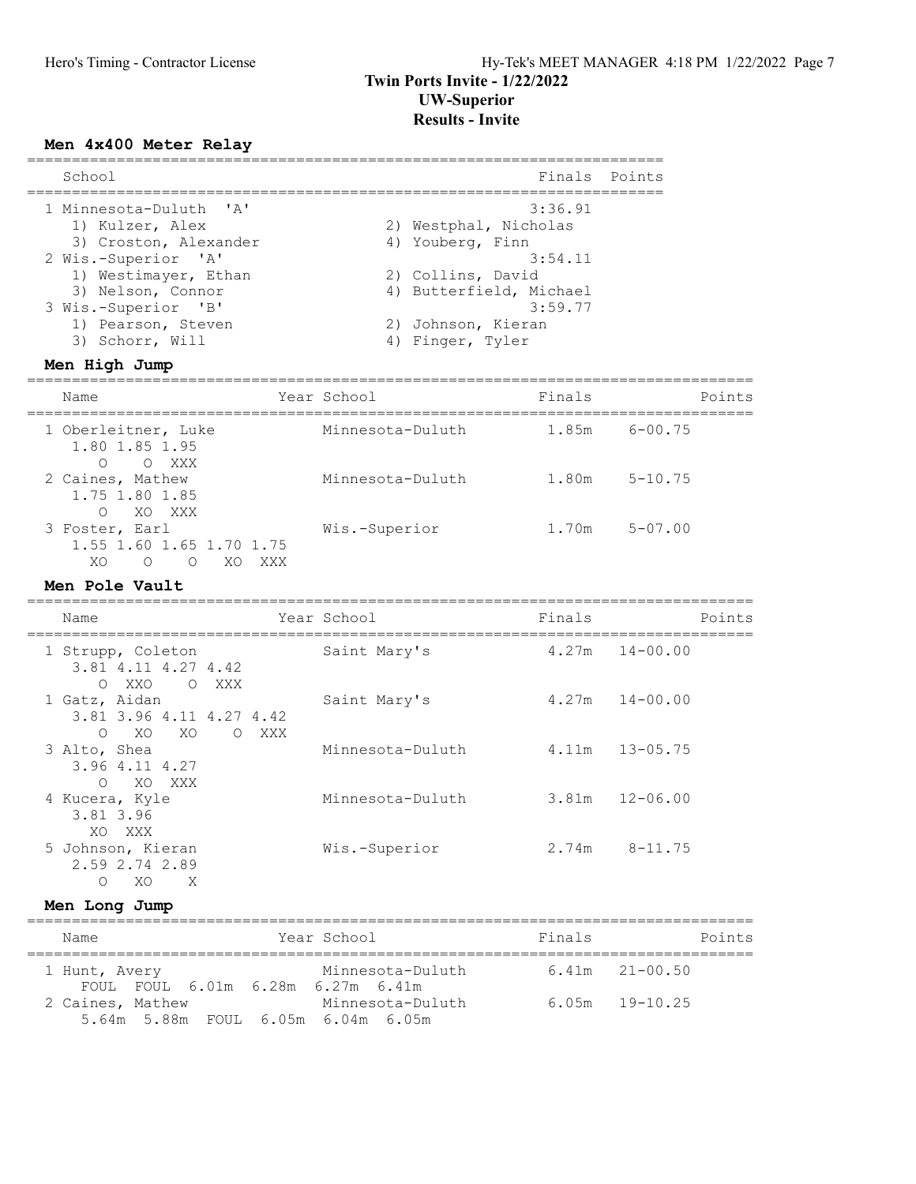# Twin Ports Invite - 1/22/2022
## UW-Superior
## Results - Invite

### Men 4x400 Meter Relay

| School | Finals | Points |
|---|---|---|
| 1 Minnesota-Duluth 'A' | 3:36.91 | |
| 1) Kulzer, Alex; 2) Westphal, Nicholas; 3) Croston, Alexander; 4) Youberg, Finn | | |
| 2 Wis.-Superior 'A' | 3:54.11 | |
| 1) Westimayer, Ethan; 2) Collins, David; 3) Nelson, Connor; 4) Butterfield, Michael | | |
| 3 Wis.-Superior 'B' | 3:59.77 | |
| 1) Pearson, Steven; 2) Johnson, Kieran; 3) Schorr, Will; 4) Finger, Tyler | | |

### Men High Jump

| Name | Year | School | Finals | | Points |
|---|---|---|---|---|---|
| 1 Oberleitner, Luke | | Minnesota-Duluth | 1.85m | 6-00.75 | |
| 1.80 O; 1.85 O; 1.95 XXX | | | | | |
| 2 Caines, Mathew | | Minnesota-Duluth | 1.80m | 5-10.75 | |
| 1.75 O; 1.80 XO; 1.85 XXX | | | | | |
| 3 Foster, Earl | | Wis.-Superior | 1.70m | 5-07.00 | |
| 1.55 XO; 1.60 O; 1.65 O; 1.70 XO; 1.75 XXX | | | | | |

### Men Pole Vault

| Name | Year | School | Finals | | Points |
|---|---|---|---|---|---|
| 1 Strupp, Coleton | | Saint Mary's | 4.27m | 14-00.00 | |
| 3.81 O; 4.11 XXO; 4.27 O; 4.42 XXX | | | | | |
| 1 Gatz, Aidan | | Saint Mary's | 4.27m | 14-00.00 | |
| 3.81 O; 3.96 XO; 4.11 XO; 4.27 O; 4.42 XXX | | | | | |
| 3 Alto, Shea | | Minnesota-Duluth | 4.11m | 13-05.75 | |
| 3.96 O; 4.11 XO; 4.27 XXX | | | | | |
| 4 Kucera, Kyle | | Minnesota-Duluth | 3.81m | 12-06.00 | |
| 3.81 XO; 3.96 XXX | | | | | |
| 5 Johnson, Kieran | | Wis.-Superior | 2.74m | 8-11.75 | |
| 2.59 O; 2.74 XO; 2.89 X | | | | | |

### Men Long Jump

| Name | Year | School | Finals | | Points |
|---|---|---|---|---|---|
| 1 Hunt, Avery | | Minnesota-Duluth | 6.41m | 21-00.50 | |
| FOUL FOUL 6.01m 6.28m 6.27m 6.41m | | | | | |
| 2 Caines, Mathew | | Minnesota-Duluth | 6.05m | 19-10.25 | |
| 5.64m 5.88m FOUL 6.05m 6.04m 6.05m | | | | | |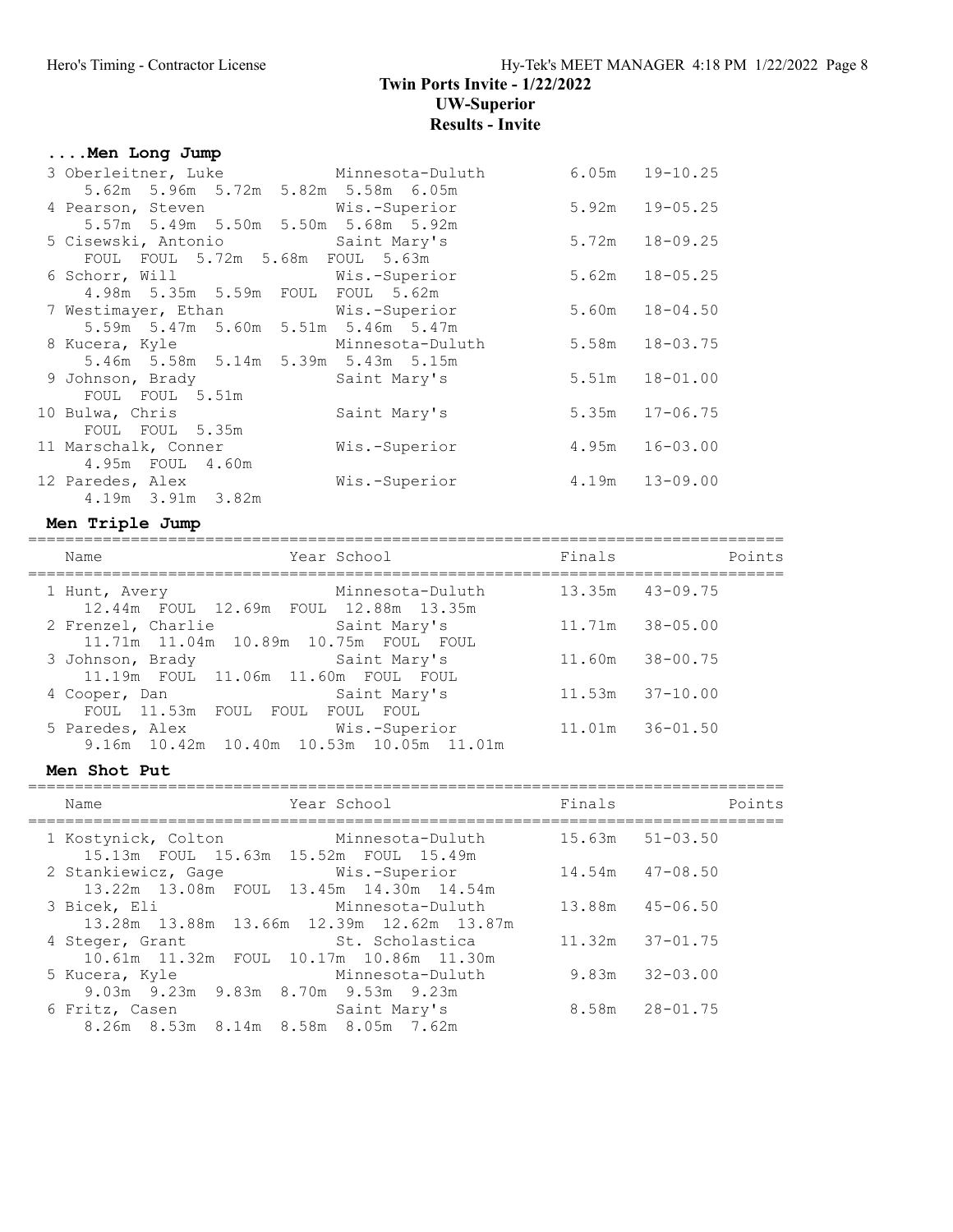# Twin Ports Invite - 1/22/2022

## UW-Superior

## Results - Invite

### ....Men Long Jump

| Place | Name | School | Finals | |
|---|---|---|---|---|
| 3 | Oberleitner, Luke | Minnesota-Duluth | 6.05m | 19-10.25 |
| | 5.62m 5.96m 5.72m 5.82m 5.58m 6.05m | | | |
| 4 | Pearson, Steven | Wis.-Superior | 5.92m | 19-05.25 |
| | 5.57m 5.49m 5.50m 5.50m 5.68m 5.92m | | | |
| 5 | Cisewski, Antonio | Saint Mary's | 5.72m | 18-09.25 |
| | FOUL FOUL 5.72m 5.68m FOUL 5.63m | | | |
| 6 | Schorr, Will | Wis.-Superior | 5.62m | 18-05.25 |
| | 4.98m 5.35m 5.59m FOUL FOUL 5.62m | | | |
| 7 | Westimayer, Ethan | Wis.-Superior | 5.60m | 18-04.50 |
| | 5.59m 5.47m 5.60m 5.51m 5.46m 5.47m | | | |
| 8 | Kucera, Kyle | Minnesota-Duluth | 5.58m | 18-03.75 |
| | 5.46m 5.58m 5.14m 5.39m 5.43m 5.15m | | | |
| 9 | Johnson, Brady | Saint Mary's | 5.51m | 18-01.00 |
| | FOUL FOUL 5.51m | | | |
| 10 | Bulwa, Chris | Saint Mary's | 5.35m | 17-06.75 |
| | FOUL FOUL 5.35m | | | |
| 11 | Marschalk, Conner | Wis.-Superior | 4.95m | 16-03.00 |
| | 4.95m FOUL 4.60m | | | |
| 12 | Paredes, Alex | Wis.-Superior | 4.19m | 13-09.00 |
| | 4.19m 3.91m 3.82m | | | |

### Men Triple Jump

| Place | Name | Year School | Finals | | Points |
|---|---|---|---|---|---|
| 1 | Hunt, Avery | Minnesota-Duluth | 13.35m | 43-09.75 | |
| | 12.44m FOUL 12.69m FOUL 12.88m 13.35m | | | | |
| 2 | Frenzel, Charlie | Saint Mary's | 11.71m | 38-05.00 | |
| | 11.71m 11.04m 10.89m 10.75m FOUL FOUL | | | | |
| 3 | Johnson, Brady | Saint Mary's | 11.60m | 38-00.75 | |
| | 11.19m FOUL 11.06m 11.60m FOUL FOUL | | | | |
| 4 | Cooper, Dan | Saint Mary's | 11.53m | 37-10.00 | |
| | FOUL 11.53m FOUL FOUL FOUL FOUL | | | | |
| 5 | Paredes, Alex | Wis.-Superior | 11.01m | 36-01.50 | |
| | 9.16m 10.42m 10.40m 10.53m 10.05m 11.01m | | | | |

### Men Shot Put

| Place | Name | Year School | Finals | | Points |
|---|---|---|---|---|---|
| 1 | Kostynick, Colton | Minnesota-Duluth | 15.63m | 51-03.50 | |
| | 15.13m FOUL 15.63m 15.52m FOUL 15.49m | | | | |
| 2 | Stankiewicz, Gage | Wis.-Superior | 14.54m | 47-08.50 | |
| | 13.22m 13.08m FOUL 13.45m 14.30m 14.54m | | | | |
| 3 | Bicek, Eli | Minnesota-Duluth | 13.88m | 45-06.50 | |
| | 13.28m 13.88m 13.66m 12.39m 12.62m 13.87m | | | | |
| 4 | Steger, Grant | St. Scholastica | 11.32m | 37-01.75 | |
| | 10.61m 11.32m FOUL 10.17m 10.86m 11.30m | | | | |
| 5 | Kucera, Kyle | Minnesota-Duluth | 9.83m | 32-03.00 | |
| | 9.03m 9.23m 9.83m 8.70m 9.53m 9.23m | | | | |
| 6 | Fritz, Casen | Saint Mary's | 8.58m | 28-01.75 | |
| | 8.26m 8.53m 8.14m 8.58m 8.05m 7.62m | | | | |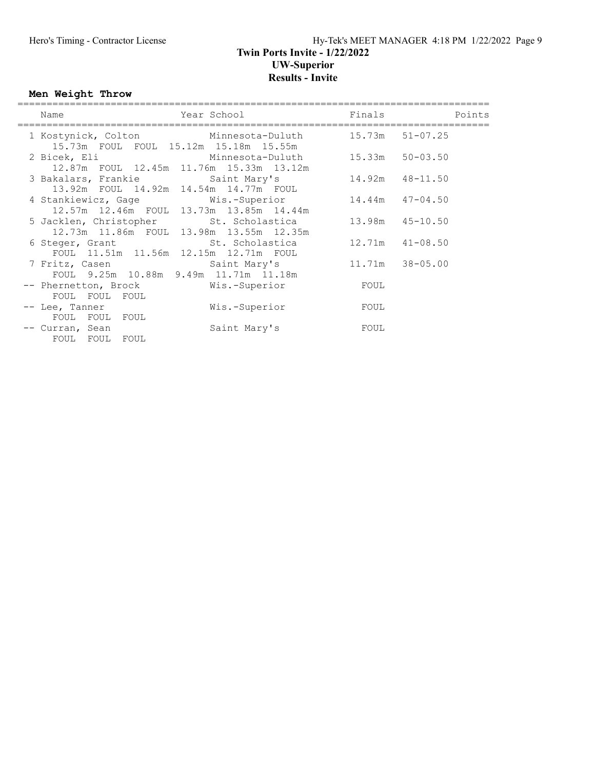# Twin Ports Invite - 1/22/2022
## UW-Superior
## Results - Invite

### Men Weight Throw

| Name | Year | School | Finals | | Points |
|---|---|---|---|---|---|
| 1 Kostynick, Colton | | Minnesota-Duluth | 15.73m | 51-07.25 | |
| 15.73m FOUL FOUL 15.12m 15.18m 15.55m | | | | | |
| 2 Bicek, Eli | | Minnesota-Duluth | 15.33m | 50-03.50 | |
| 12.87m FOUL 12.45m 11.76m 15.33m 13.12m | | | | | |
| 3 Bakalars, Frankie | | Saint Mary's | 14.92m | 48-11.50 | |
| 13.92m FOUL 14.92m 14.54m 14.77m FOUL | | | | | |
| 4 Stankiewicz, Gage | | Wis.-Superior | 14.44m | 47-04.50 | |
| 12.57m 12.46m FOUL 13.73m 13.85m 14.44m | | | | | |
| 5 Jacklen, Christopher | | St. Scholastica | 13.98m | 45-10.50 | |
| 12.73m 11.86m FOUL 13.98m 13.55m 12.35m | | | | | |
| 6 Steger, Grant | | St. Scholastica | 12.71m | 41-08.50 | |
| FOUL 11.51m 11.56m 12.15m 12.71m FOUL | | | | | |
| 7 Fritz, Casen | | Saint Mary's | 11.71m | 38-05.00 | |
| FOUL 9.25m 10.88m 9.49m 11.71m 11.18m | | | | | |
| -- Phernetton, Brock | | Wis.-Superior | FOUL | | |
| FOUL FOUL FOUL | | | | | |
| -- Lee, Tanner | | Wis.-Superior | FOUL | | |
| FOUL FOUL FOUL | | | | | |
| -- Curran, Sean | | Saint Mary's | FOUL | | |
| FOUL FOUL FOUL | | | | | |